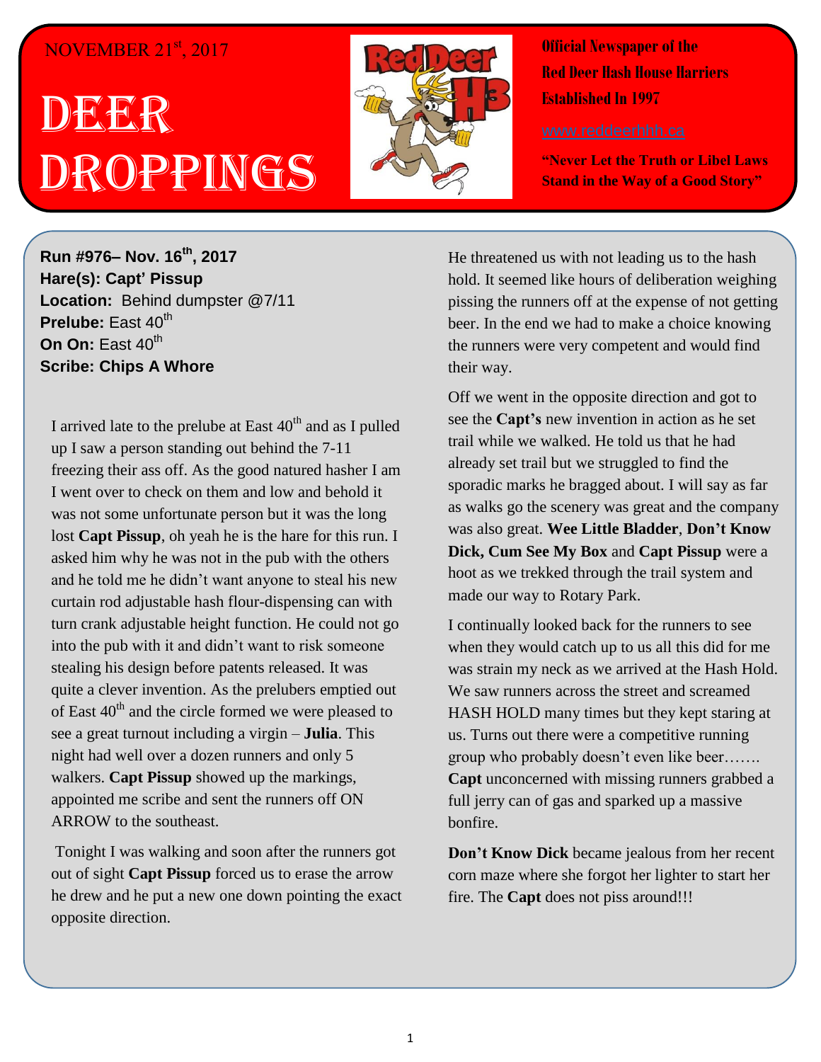NOVEMBER 21st, 2017

# DEER DROPPINGS

**Official Newspaper of the Red Deer Hash House Harriers Established In 1997**

www.reddeerhhh.ca

**"Never Let the Truth or Libel Laws Stand in the Way of a Good Story"**

**Run #976– Nov. 16th, 2017**
**Hare(s): Capt' Pissup**
**Location:** Behind dumpster @7/11
**Prelube:** East 40th
**On On:** East 40th
**Scribe: Chips A Whore**

I arrived late to the prelube at East 40th and as I pulled up I saw a person standing out behind the 7-11 freezing their ass off. As the good natured hasher I am I went over to check on them and low and behold it was not some unfortunate person but it was the long lost **Capt Pissup**, oh yeah he is the hare for this run. I asked him why he was not in the pub with the others and he told me he didn't want anyone to steal his new curtain rod adjustable hash flour-dispensing can with turn crank adjustable height function. He could not go into the pub with it and didn't want to risk someone stealing his design before patents released. It was quite a clever invention. As the prelubers emptied out of East 40th and the circle formed we were pleased to see a great turnout including a virgin – **Julia**. This night had well over a dozen runners and only 5 walkers. **Capt Pissup** showed up the markings, appointed me scribe and sent the runners off ON ARROW to the southeast.

Tonight I was walking and soon after the runners got out of sight **Capt Pissup** forced us to erase the arrow he drew and he put a new one down pointing the exact opposite direction.

He threatened us with not leading us to the hash hold. It seemed like hours of deliberation weighing pissing the runners off at the expense of not getting beer. In the end we had to make a choice knowing the runners were very competent and would find their way.

Off we went in the opposite direction and got to see the **Capt's** new invention in action as he set trail while we walked. He told us that he had already set trail but we struggled to find the sporadic marks he bragged about. I will say as far as walks go the scenery was great and the company was also great. **Wee Little Bladder**, **Don't Know Dick, Cum See My Box** and **Capt Pissup** were a hoot as we trekked through the trail system and made our way to Rotary Park.

I continually looked back for the runners to see when they would catch up to us all this did for me was strain my neck as we arrived at the Hash Hold. We saw runners across the street and screamed HASH HOLD many times but they kept staring at us. Turns out there were a competitive running group who probably doesn't even like beer……. **Capt** unconcerned with missing runners grabbed a full jerry can of gas and sparked up a massive bonfire.

**Don't Know Dick** became jealous from her recent corn maze where she forgot her lighter to start her fire. The **Capt** does not piss around!!!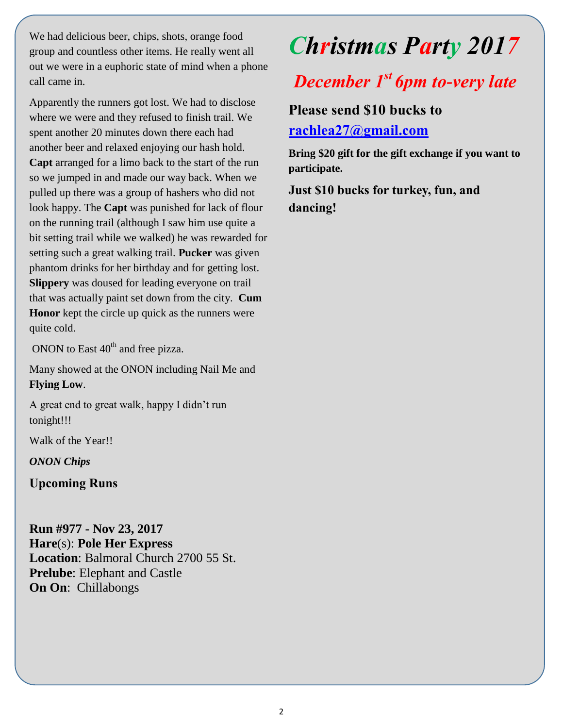We had delicious beer, chips, shots, orange food group and countless other items. He really went all out we were in a euphoric state of mind when a phone call came in.

Apparently the runners got lost. We had to disclose where we were and they refused to finish trail. We spent another 20 minutes down there each had another beer and relaxed enjoying our hash hold. **Capt** arranged for a limo back to the start of the run so we jumped in and made our way back. When we pulled up there was a group of hashers who did not look happy. The **Capt** was punished for lack of flour on the running trail (although I saw him use quite a bit setting trail while we walked) he was rewarded for setting such a great walking trail. **Pucker** was given phantom drinks for her birthday and for getting lost. **Slippery** was doused for leading everyone on trail that was actually paint set down from the city. **Cum Honor** kept the circle up quick as the runners were quite cold.

ONON to East 40th and free pizza.

Many showed at the ONON including Nail Me and **Flying Low**.

A great end to great walk, happy I didn't run tonight!!!

Walk of the Year!!

***ONON Chips***

## Upcoming Runs

**Run #977 - Nov 23, 2017**
**Hare**(s): **Pole Her Express**
**Location**: Balmoral Church 2700 55 St.
**Prelube**: Elephant and Castle
**On On**: Chillabongs

# *Christmas Party 2017*

## *December 1st 6pm to-very late*

### Please send $10 bucks to [rachlea27@gmail.com](mailto:rachlea27@gmail.com)

**Bring $20 gift for the gift exchange if you want to participate.**

**Just $10 bucks for turkey, fun, and dancing!**